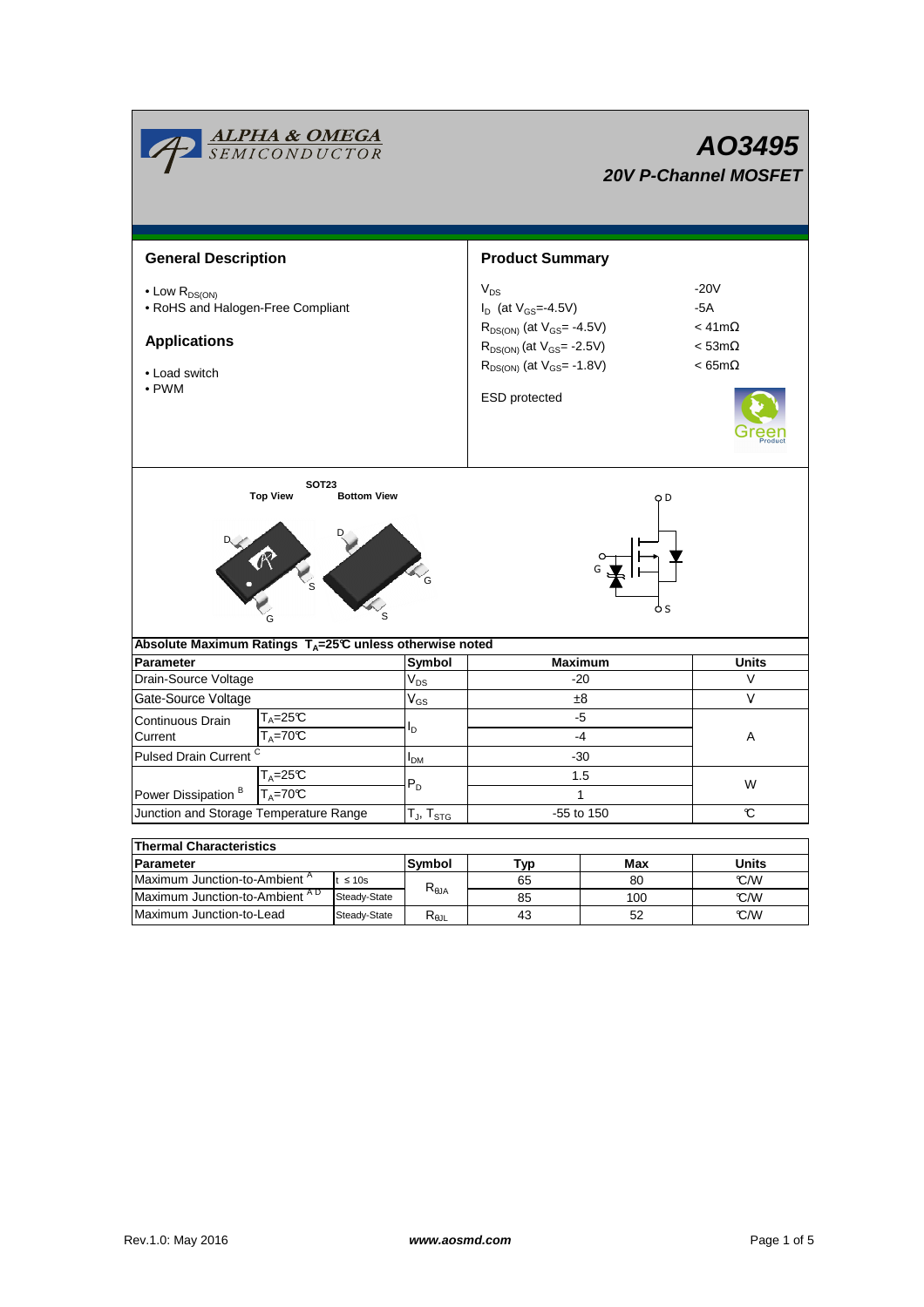# AO3495

## 20V P-Channel MOSFET

## General Description

- Low $R_{DS(ON)}$
- RoHS and Halogen-Free Compliant

## Applications

- Load switch
- PWM

## Product Summary

| | |
|---|---|
| $V_{DS}$ | -20V |
| $I_D$ (at $V_{GS}$=-4.5V) | -5A |
| $R_{DS(ON)}$ (at $V_{GS}$= -4.5V) | < 41mΩ |
| $R_{DS(ON)}$ (at $V_{GS}$= -2.5V) | < 53mΩ |
| $R_{DS(ON)}$ (at $V_{GS}$= -1.8V) | < 65mΩ |

ESD protected

SOT23

Top View　Bottom View

## Absolute Maximum Ratings $T_A$=25°C unless otherwise noted

| Parameter | | Symbol | Maximum | Units |
|---|---|---|---|---|
| Drain-Source Voltage | | $V_{DS}$ | -20 | V |
| Gate-Source Voltage | | $V_{GS}$ | ±8 | V |
| Continuous Drain Current | $T_A$=25°C | $I_D$ | -5 | A |
| | $T_A$=70°C | | -4 | |
| Pulsed Drain Current [C] | | $I_{DM}$ | -30 | |
| Power Dissipation [B] | $T_A$=25°C | $P_D$ | 1.5 | W |
| | $T_A$=70°C | | 1 | |
| Junction and Storage Temperature Range | | $T_J$, $T_{STG}$ | -55 to 150 | °C |

## Thermal Characteristics

| Parameter | | Symbol | Typ | Max | Units |
|---|---|---|---|---|---|
| Maximum Junction-to-Ambient [A] | t ≤ 10s | $R_{\theta JA}$ | 65 | 80 | °C/W |
| Maximum Junction-to-Ambient [A D] | Steady-State | | 85 | 100 | °C/W |
| Maximum Junction-to-Lead | Steady-State | $R_{\theta JL}$ | 43 | 52 | °C/W |

Rev.1.0: May 2016　www.aosmd.com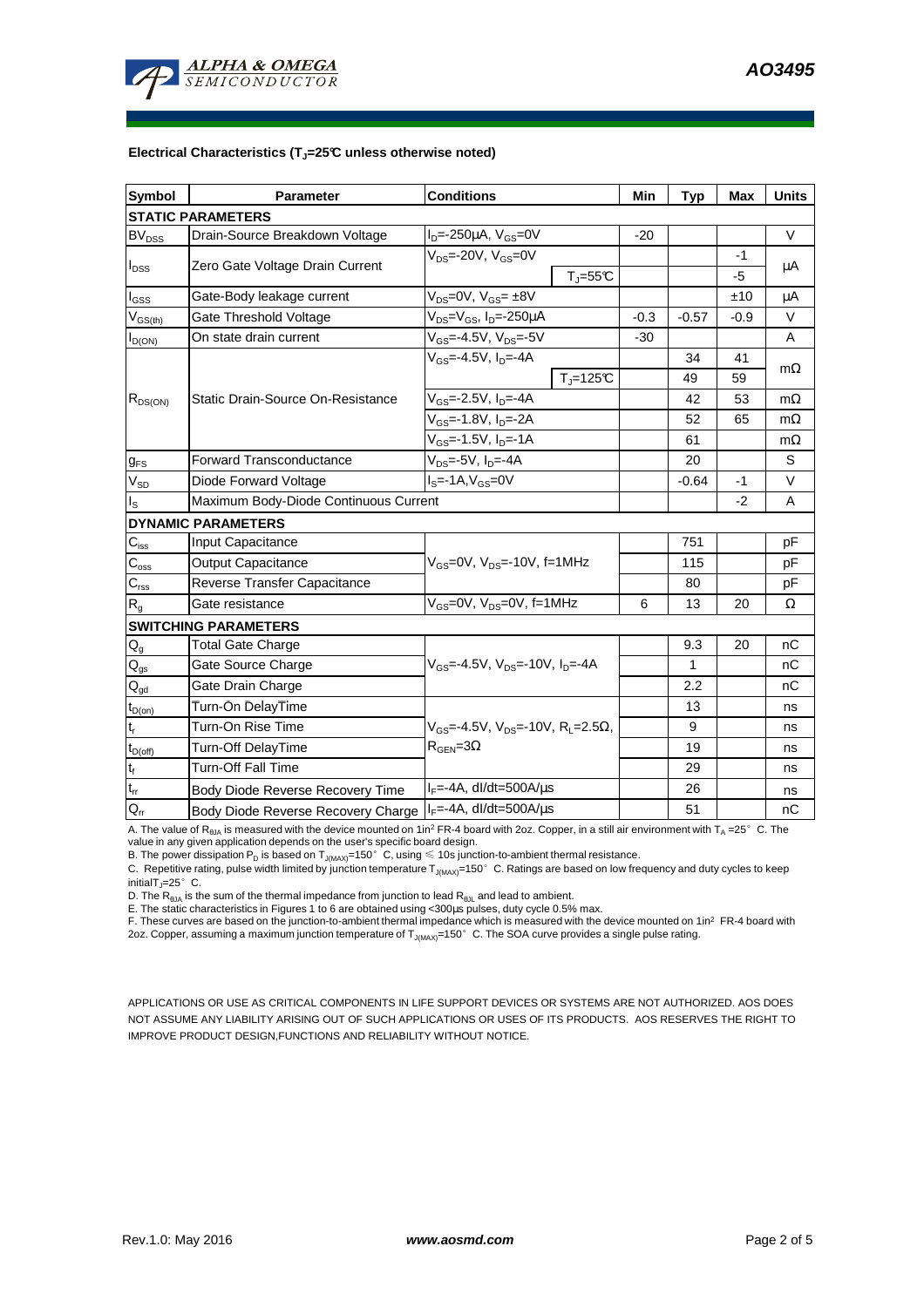**Electrical Characteristics ($T_J$=25°C unless otherwise noted)**

| Symbol | Parameter | Conditions | | Min | Typ | Max | Units |
|---|---|---|---|---|---|---|---|
| **STATIC PARAMETERS** | | | | | | | |
| $BV_{DSS}$ | Drain-Source Breakdown Voltage | $I_D$=-250µA, $V_{GS}$=0V | | -20 | | | V |
| $I_{DSS}$ | Zero Gate Voltage Drain Current | $V_{DS}$=-20V, $V_{GS}$=0V | | | | -1 | µA |
| | | | $T_J$=55°C | | | -5 | |
| $I_{GSS}$ | Gate-Body leakage current | $V_{DS}$=0V, $V_{GS}$= ±8V | | | | ±10 | µA |
| $V_{GS(th)}$ | Gate Threshold Voltage | $V_{DS}$=$V_{GS}$, $I_D$=-250µA | | -0.3 | -0.57 | -0.9 | V |
| $I_{D(ON)}$ | On state drain current | $V_{GS}$=-4.5V, $V_{DS}$=-5V | | -30 | | | A |
| $R_{DS(ON)}$ | Static Drain-Source On-Resistance | $V_{GS}$=-4.5V, $I_D$=-4A | | | 34 | 41 | mΩ |
| | | | $T_J$=125°C | | 49 | 59 | |
| | | $V_{GS}$=-2.5V, $I_D$=-4A | | | 42 | 53 | mΩ |
| | | $V_{GS}$=-1.8V, $I_D$=-2A | | | 52 | 65 | mΩ |
| | | $V_{GS}$=-1.5V, $I_D$=-1A | | | 61 | | mΩ |
| $g_{FS}$ | Forward Transconductance | $V_{DS}$=-5V, $I_D$=-4A | | | 20 | | S |
| $V_{SD}$ | Diode Forward Voltage | $I_S$=-1A,$V_{GS}$=0V | | | -0.64 | -1 | V |
| $I_S$ | Maximum Body-Diode Continuous Current | | | | | -2 | A |
| **DYNAMIC PARAMETERS** | | | | | | | |
| $C_{iss}$ | Input Capacitance | $V_{GS}$=0V, $V_{DS}$=-10V, f=1MHz | | | 751 | | pF |
| $C_{oss}$ | Output Capacitance | | | | 115 | | pF |
| $C_{rss}$ | Reverse Transfer Capacitance | | | | 80 | | pF |
| $R_g$ | Gate resistance | $V_{GS}$=0V, $V_{DS}$=0V, f=1MHz | | 6 | 13 | 20 | Ω |
| **SWITCHING PARAMETERS** | | | | | | | |
| $Q_g$ | Total Gate Charge | $V_{GS}$=-4.5V, $V_{DS}$=-10V, $I_D$=-4A | | | 9.3 | 20 | nC |
| $Q_{gs}$ | Gate Source Charge | | | | 1 | | nC |
| $Q_{gd}$ | Gate Drain Charge | | | | 2.2 | | nC |
| $t_{D(on)}$ | Turn-On DelayTime | $V_{GS}$=-4.5V, $V_{DS}$=-10V, $R_L$=2.5Ω, $R_{GEN}$=3Ω | | | 13 | | ns |
| $t_r$ | Turn-On Rise Time | | | | 9 | | ns |
| $t_{D(off)}$ | Turn-Off DelayTime | | | | 19 | | ns |
| $t_f$ | Turn-Off Fall Time | | | | 29 | | ns |
| $t_{rr}$ | Body Diode Reverse Recovery Time | $I_F$=-4A, dI/dt=500A/µs | | | 26 | | ns |
| $Q_{rr}$ | Body Diode Reverse Recovery Charge | $I_F$=-4A, dI/dt=500A/µs | | | 51 | | nC |

A. The value of $R_{θJA}$ is measured with the device mounted on 1in² FR-4 board with 2oz. Copper, in a still air environment with $T_A$ =25° C. The value in any given application depends on the user's specific board design.
B. The power dissipation $P_D$ is based on $T_{J(MAX)}$=150° C, using ≤ 10s junction-to-ambient thermal resistance.
C. Repetitive rating, pulse width limited by junction temperature $T_{J(MAX)}$=150° C. Ratings are based on low frequency and duty cycles to keep initial$T_J$=25° C.
D. The $R_{θJA}$ is the sum of the thermal impedance from junction to lead $R_{θJL}$ and lead to ambient.
E. The static characteristics in Figures 1 to 6 are obtained using <300µs pulses, duty cycle 0.5% max.
F. These curves are based on the junction-to-ambient thermal impedance which is measured with the device mounted on 1in² FR-4 board with 2oz. Copper, assuming a maximum junction temperature of $T_{J(MAX)}$=150° C. The SOA curve provides a single pulse rating.

APPLICATIONS OR USE AS CRITICAL COMPONENTS IN LIFE SUPPORT DEVICES OR SYSTEMS ARE NOT AUTHORIZED. AOS DOES NOT ASSUME ANY LIABILITY ARISING OUT OF SUCH APPLICATIONS OR USES OF ITS PRODUCTS. AOS RESERVES THE RIGHT TO IMPROVE PRODUCT DESIGN,FUNCTIONS AND RELIABILITY WITHOUT NOTICE.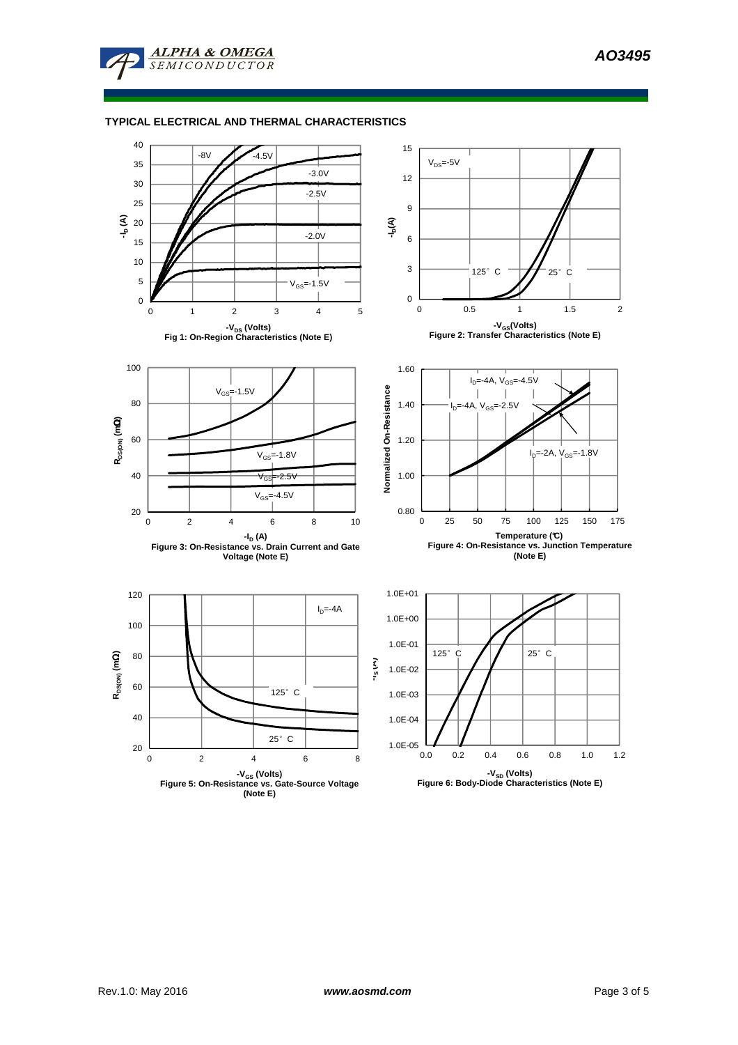## TYPICAL ELECTRICAL AND THERMAL CHARACTERISTICS

Fig 1: On-Region Characteristics (Note E)

Figure 2: Transfer Characteristics (Note E)

Figure 3: On-Resistance vs. Drain Current and Gate Voltage (Note E)

Figure 4: On-Resistance vs. Junction Temperature (Note E)

Figure 5: On-Resistance vs. Gate-Source Voltage (Note E)

Figure 6: Body-Diode Characteristics (Note E)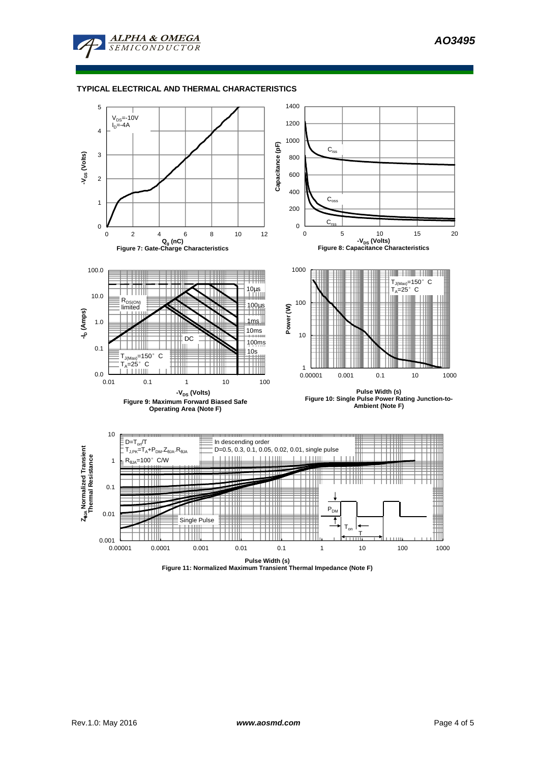## TYPICAL ELECTRICAL AND THERMAL CHARACTERISTICS

$V_{DS}$=-10V
$I_D$=-4A

$-V_{GS}$ (Volts)

$Q_g$ (nC)

Figure 7: Gate-Charge Characteristics

$C_{iss}$

$C_{oss}$

$C_{rss}$

Capacitance (pF)

$-V_{DS}$ (Volts)

Figure 8: Capacitance Characteristics

$R_{DS(ON)}$ limited

10µs

100µs

1ms

10ms

100ms

10s

DC

$T_{J(Max)}$=150° C
$T_A$=25° C

$-I_D$ (Amps)

$-V_{DS}$ (Volts)

Figure 9: Maximum Forward Biased Safe Operating Area (Note F)

$T_{J(Max)}$=150° C
$T_A$=25° C

Power (W)

Pulse Width (s)

Figure 10: Single Pulse Power Rating Junction-to-Ambient (Note F)

$D=T_{on}/T$
$T_{J,PK}=T_A+P_{DM}.Z_{\theta JA}.R_{\theta JA}$
$R_{\theta JA}$=100° C/W

In descending order
D=0.5, 0.3, 0.1, 0.05, 0.02, 0.01, single pulse

Single Pulse

$P_{DM}$

$T_{on}$

T

$Z_{\theta JA}$ Normalized Transient Thermal Resistance

Pulse Width (s)

Figure 11: Normalized Maximum Transient Thermal Impedance (Note F)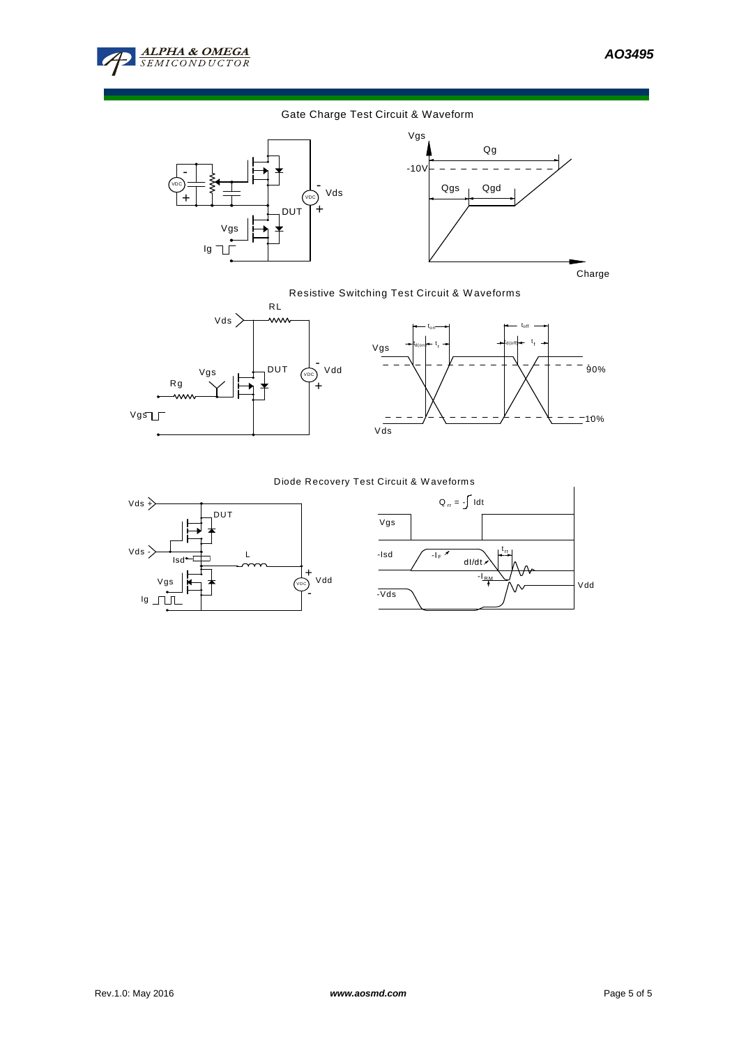## Gate Charge Test Circuit & Waveform

VDC
-
+
Vgs
Ig
DUT
VDC
-
+
Vds

Vgs
Qg
-10V
Qgs
Qgd
Charge

## Resistive Switching Test Circuit & Waveforms

Vds
RL
Vgs
Rg
Vgs
DUT
VDC
-
+
Vdd

$t_{on}$
$t_{d(on)}$
$t_r$
$t_{off}$
$t_{d(off)}$
$t_f$
Vgs
90%
10%
Vds

## Diode Recovery Test Circuit & Waveforms

Vds +
DUT
Vds -
Isd
L
Vgs
Ig
VDC
+
-
Vdd

$Q_{rr} = -\int Idt$
Vgs
-Isd
$-I_F$
dI/dt
$t_{rr}$
$-I_{RM}$
-Vds
Vdd